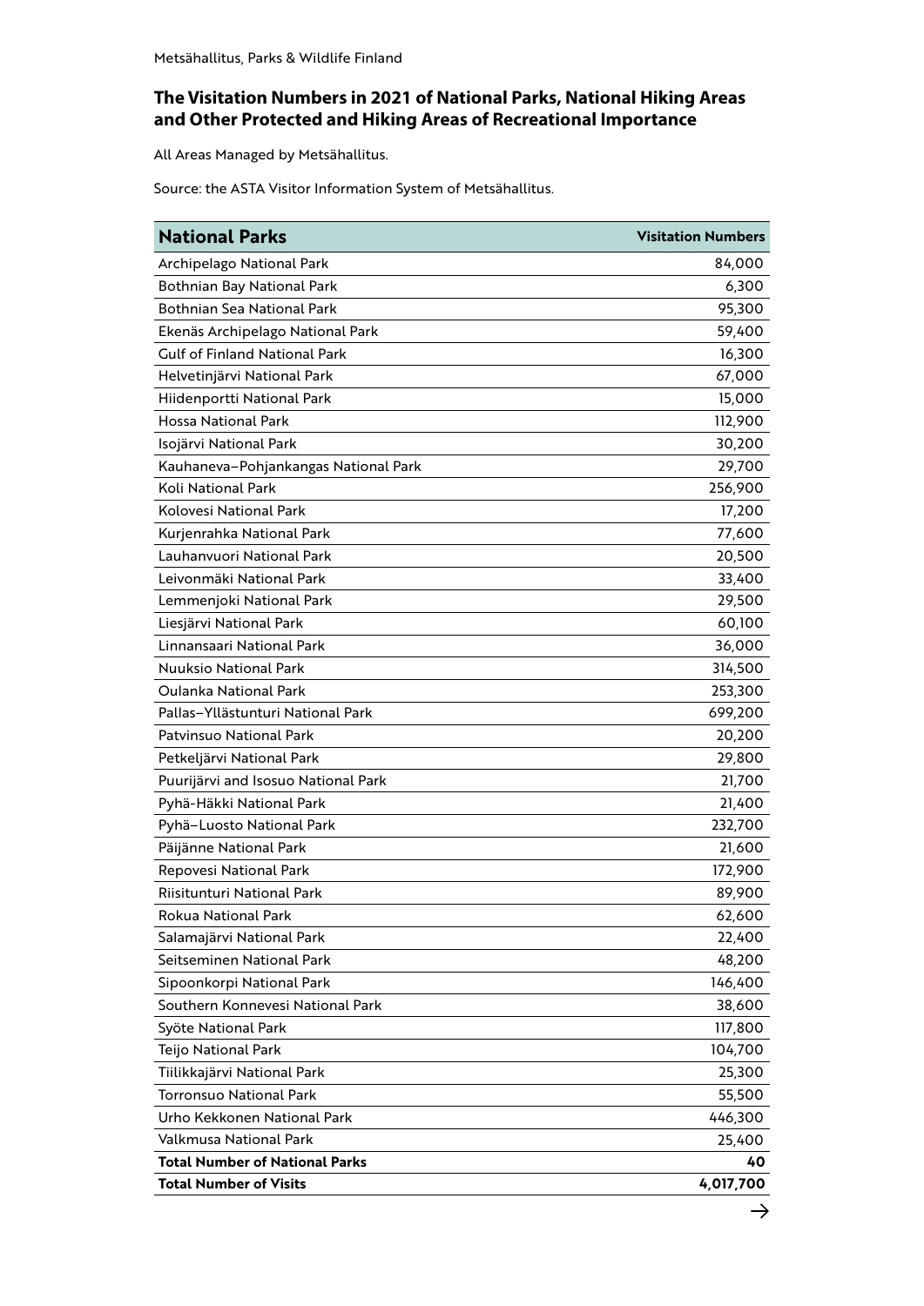Metsähallitus, Parks & Wildlife Finland

## The Visitation Numbers in 2021 of National Parks, National Hiking Areas and Other Protected and Hiking Areas of Recreational Importance

All Areas Managed by Metsähallitus.

Source: the ASTA Visitor Information System of Metsähallitus.

| National Parks | Visitation Numbers |
|---|---:|
| Archipelago National Park | 84,000 |
| Bothnian Bay National Park | 6,300 |
| Bothnian Sea National Park | 95,300 |
| Ekenäs Archipelago National Park | 59,400 |
| Gulf of Finland National Park | 16,300 |
| Helvetinjärvi National Park | 67,000 |
| Hiidenportti National Park | 15,000 |
| Hossa National Park | 112,900 |
| Isojärvi National Park | 30,200 |
| Kauhaneva–Pohjankangas National Park | 29,700 |
| Koli National Park | 256,900 |
| Kolovesi National Park | 17,200 |
| Kurjenrahka National Park | 77,600 |
| Lauhanvuori National Park | 20,500 |
| Leivonmäki National Park | 33,400 |
| Lemmenjoki National Park | 29,500 |
| Liesjärvi National Park | 60,100 |
| Linnansaari National Park | 36,000 |
| Nuuksio National Park | 314,500 |
| Oulanka National Park | 253,300 |
| Pallas–Yllästunturi National Park | 699,200 |
| Patvinsuo National Park | 20,200 |
| Petkeljärvi National Park | 29,800 |
| Puurijärvi and Isosuo National Park | 21,700 |
| Pyhä-Häkki National Park | 21,400 |
| Pyhä–Luosto National Park | 232,700 |
| Päijänne National Park | 21,600 |
| Repovesi National Park | 172,900 |
| Riisitunturi National Park | 89,900 |
| Rokua National Park | 62,600 |
| Salamajärvi National Park | 22,400 |
| Seitseminen National Park | 48,200 |
| Sipoonkorpi National Park | 146,400 |
| Southern Konnevesi National Park | 38,600 |
| Syöte National Park | 117,800 |
| Teijo National Park | 104,700 |
| Tiilikkajärvi National Park | 25,300 |
| Torronsuo National Park | 55,500 |
| Urho Kekkonen National Park | 446,300 |
| Valkmusa National Park | 25,400 |
| **Total Number of National Parks** | **40** |
| **Total Number of Visits** | **4,017,700** |

→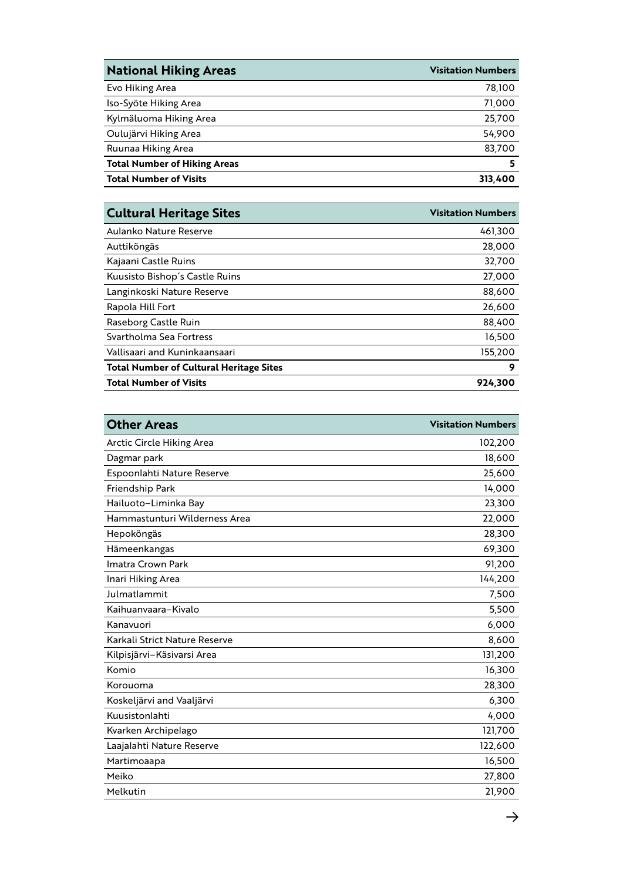| National Hiking Areas | Visitation Numbers |
|---|---|
| Evo Hiking Area | 78,100 |
| Iso-Syöte Hiking Area | 71,000 |
| Kylmäluoma Hiking Area | 25,700 |
| Oulujärvi Hiking Area | 54,900 |
| Ruunaa Hiking Area | 83,700 |
| **Total Number of Hiking Areas** | **5** |
| **Total Number of Visits** | **313,400** |

| Cultural Heritage Sites | Visitation Numbers |
|---|---|
| Aulanko Nature Reserve | 461,300 |
| Auttiköngäs | 28,000 |
| Kajaani Castle Ruins | 32,700 |
| Kuusisto Bishop´s Castle Ruins | 27,000 |
| Langinkoski Nature Reserve | 88,600 |
| Rapola Hill Fort | 26,600 |
| Raseborg Castle Ruin | 88,400 |
| Svartholma Sea Fortress | 16,500 |
| Vallisaari and Kuninkaansaari | 155,200 |
| **Total Number of Cultural Heritage Sites** | **9** |
| **Total Number of Visits** | **924,300** |

| Other Areas | Visitation Numbers |
|---|---|
| Arctic Circle Hiking Area | 102,200 |
| Dagmar park | 18,600 |
| Espoonlahti Nature Reserve | 25,600 |
| Friendship Park | 14,000 |
| Hailuoto–Liminka Bay | 23,300 |
| Hammastunturi Wilderness Area | 22,000 |
| Hepoköngäs | 28,300 |
| Hämeenkangas | 69,300 |
| Imatra Crown Park | 91,200 |
| Inari Hiking Area | 144,200 |
| Julmatlammit | 7,500 |
| Kaihuanvaara–Kivalo | 5,500 |
| Kanavuori | 6,000 |
| Karkali Strict Nature Reserve | 8,600 |
| Kilpisjärvi–Käsivarsi Area | 131,200 |
| Komio | 16,300 |
| Korouoma | 28,300 |
| Koskeljärvi and Vaaljärvi | 6,300 |
| Kuusistonlahti | 4,000 |
| Kvarken Archipelago | 121,700 |
| Laajalahti Nature Reserve | 122,600 |
| Martimoaapa | 16,500 |
| Meiko | 27,800 |
| Melkutin | 21,900 |

→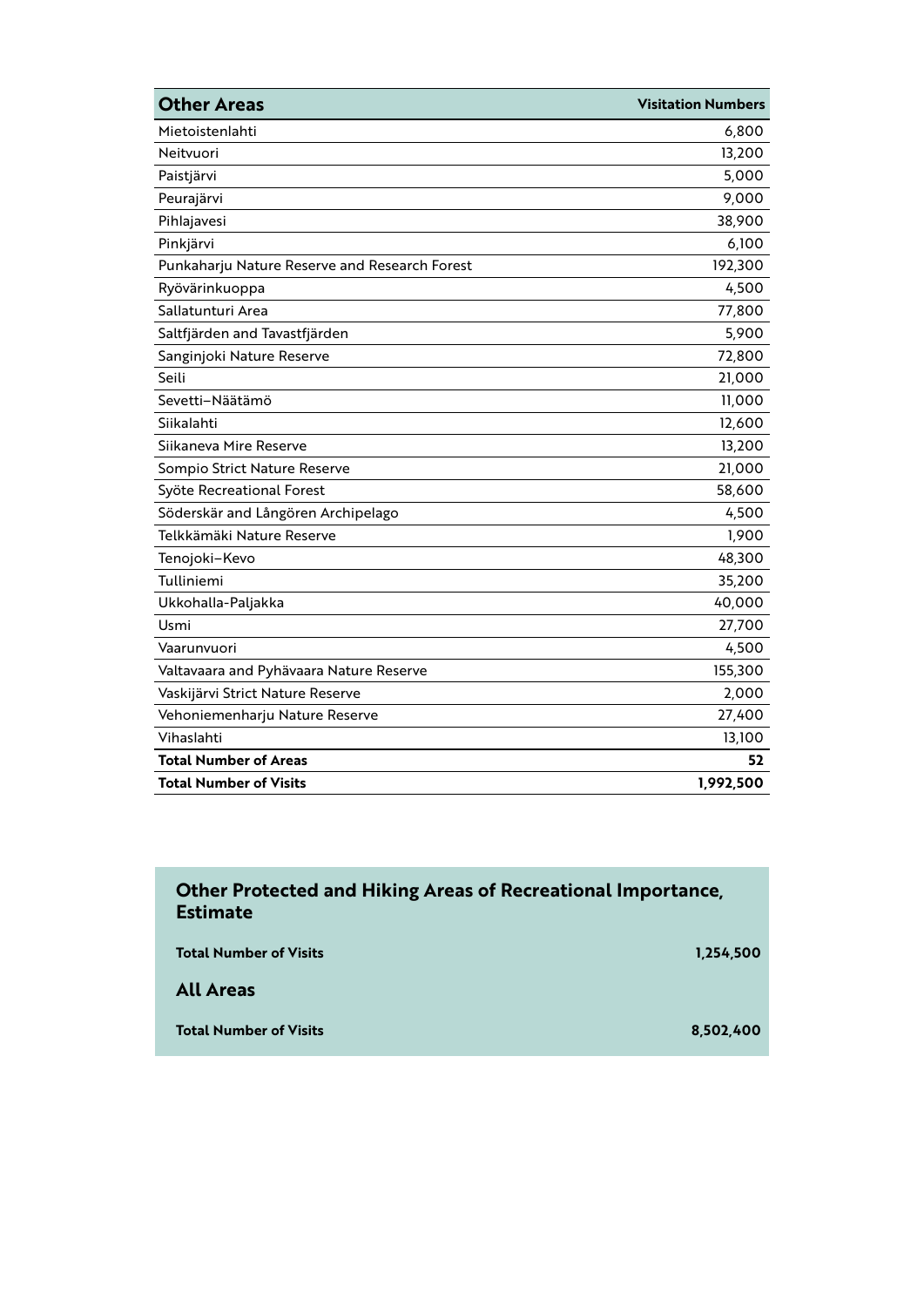| Other Areas | Visitation Numbers |
|---|---|
| Mietoistenlahti | 6,800 |
| Neitvuori | 13,200 |
| Paistjärvi | 5,000 |
| Peurajärvi | 9,000 |
| Pihlajavesi | 38,900 |
| Pinkjärvi | 6,100 |
| Punkaharju Nature Reserve and Research Forest | 192,300 |
| Ryövärinkuoppa | 4,500 |
| Sallatunturi Area | 77,800 |
| Saltfjärden and Tavastfjärden | 5,900 |
| Sanginjoki Nature Reserve | 72,800 |
| Seili | 21,000 |
| Sevetti–Näätämö | 11,000 |
| Siikalahti | 12,600 |
| Siikaneva Mire Reserve | 13,200 |
| Sompio Strict Nature Reserve | 21,000 |
| Syöte Recreational Forest | 58,600 |
| Söderskär and Långören Archipelago | 4,500 |
| Telkkämäki Nature Reserve | 1,900 |
| Tenojoki–Kevo | 48,300 |
| Tulliniemi | 35,200 |
| Ukkohalla-Paljakka | 40,000 |
| Usmi | 27,700 |
| Vaarunvuori | 4,500 |
| Valtavaara and Pyhävaara Nature Reserve | 155,300 |
| Vaskijärvi Strict Nature Reserve | 2,000 |
| Vehoniemenharju Nature Reserve | 27,400 |
| Vihaslahti | 13,100 |
| **Total Number of Areas** | **52** |
| **Total Number of Visits** | **1,992,500** |

## Other Protected and Hiking Areas of Recreational Importance, Estimate

**Total Number of Visits** **1,254,500**

## All Areas

**Total Number of Visits** **8,502,400**